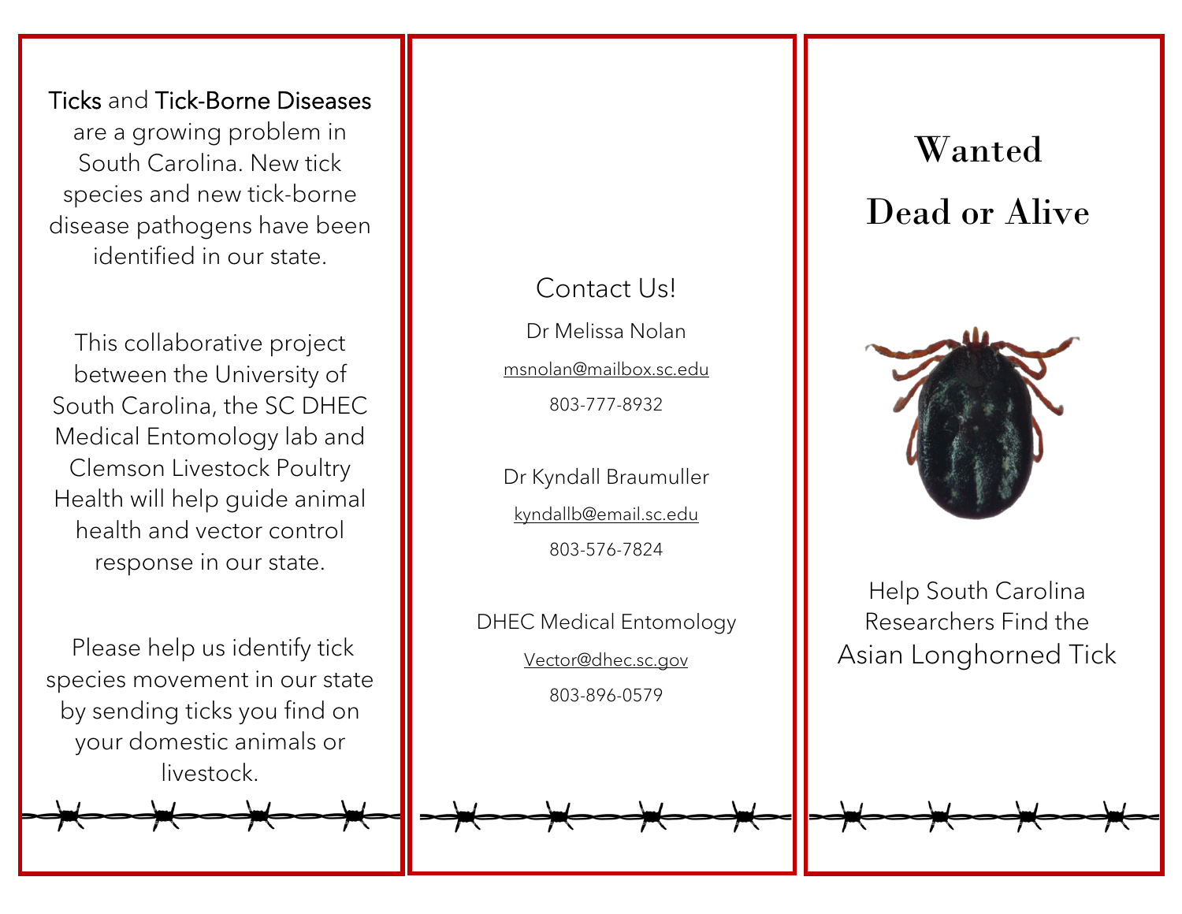**Ticks** and **Tick-Borne Diseases** are a growing problem in South Carolina. New tick species and new tick-borne disease pathogens have been identified in our state.

This collaborative project between the University of South Carolina, the SC DHEC Medical Entomology lab and Clemson Livestock Poultry Health will help guide animal health and vector control response in our state.

Please help us identify tick species movement in our state by sending ticks you find on your domestic animals or livestock.

## Contact Us!

Dr Melissa Nolan

msnolan@mailbox.sc.edu

803-777-8932

Dr Kyndall Braumuller

kyndallb@email.sc.edu

803-576-7824

DHEC Medical Entomology

Vector@dhec.sc.gov

803-896-0579

# Wanted
# Dead or Alive

Help South Carolina Researchers Find the Asian Longhorned Tick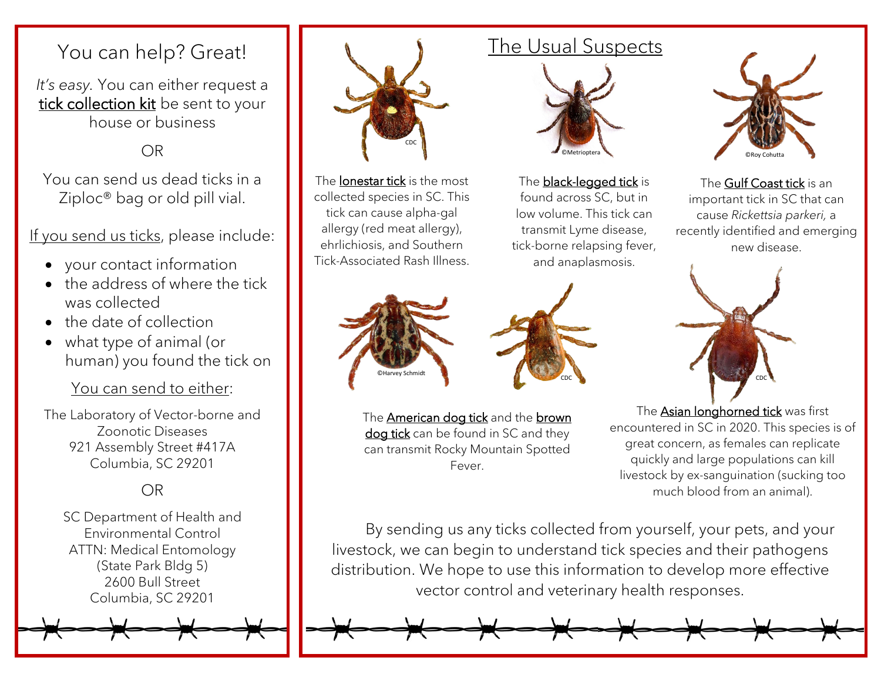## You can help? Great!

*It's easy.* You can either request a tick collection kit be sent to your house or business

OR

You can send us dead ticks in a Ziploc® bag or old pill vial.

If you send us ticks, please include:

- your contact information
- the address of where the tick was collected
- the date of collection
- what type of animal (or human) you found the tick on

You can send to either:

The Laboratory of Vector-borne and Zoonotic Diseases
921 Assembly Street #417A
Columbia, SC 29201

OR

SC Department of Health and Environmental Control
ATTN: Medical Entomology
(State Park Bldg 5)
2600 Bull Street
Columbia, SC 29201

## The Usual Suspects

CDC

The lonestar tick is the most collected species in SC. This tick can cause alpha-gal allergy (red meat allergy), ehrlichiosis, and Southern Tick-Associated Rash Illness.

©Metrioptera

The black-legged tick is found across SC, but in low volume. This tick can transmit Lyme disease, tick-borne relapsing fever, and anaplasmosis.

©Roy Cohutta

The Gulf Coast tick is an important tick in SC that can cause *Rickettsia parkeri,* a recently identified and emerging new disease.

©Harvey Schmidt

CDC

The American dog tick and the brown dog tick can be found in SC and they can transmit Rocky Mountain Spotted Fever.

CDC

The Asian longhorned tick was first encountered in SC in 2020. This species is of great concern, as females can replicate quickly and large populations can kill livestock by ex-sanguination (sucking too much blood from an animal).

By sending us any ticks collected from yourself, your pets, and your livestock, we can begin to understand tick species and their pathogens distribution. We hope to use this information to develop more effective vector control and veterinary health responses.